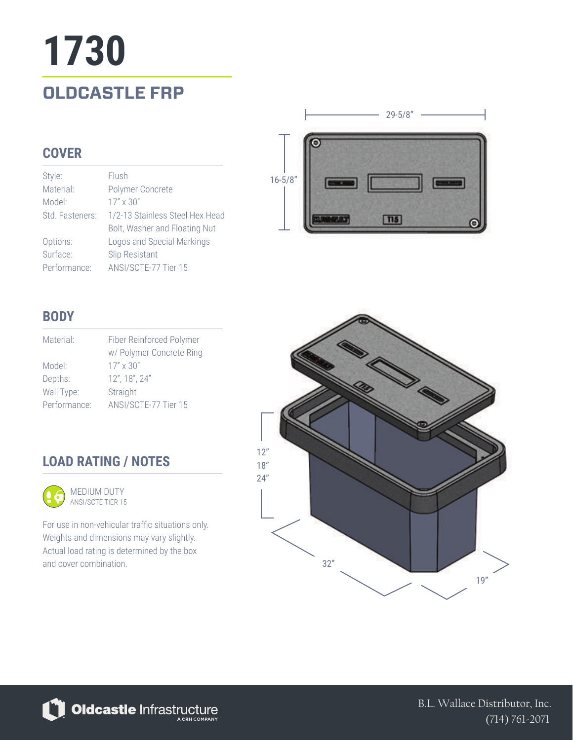# 1730

## OLDCASTLE FRP

### COVER

| | |
|---|---|
| Style: | Flush |
| Material: | Polymer Concrete |
| Model: | 17" x 30" |
| Std. Fasteners: | 1/2-13 Stainless Steel Hex Head Bolt, Washer and Floating Nut |
| Options: | Logos and Special Markings |
| Surface: | Slip Resistant |
| Performance: | ANSI/SCTE-77 Tier 15 |

### BODY

| | |
|---|---|
| Material: | Fiber Reinforced Polymer w/ Polymer Concrete Ring |
| Model: | 17" x 30" |
| Depths: | 12", 18", 24" |
| Wall Type: | Straight |
| Performance: | ANSI/SCTE-77 Tier 15 |

### LOAD RATING / NOTES

MEDIUM DUTY
ANSI/SCTE TIER 15

For use in non-vehicular traffic situations only. Weights and dimensions may vary slightly. Actual load rating is determined by the box and cover combination.

29-5/8"

16-5/8"

12"
18"
24"

32"

19"

Oldcastle Infrastructure
A CRH COMPANY

B.L. Wallace Distributor, Inc.
(714) 761-2071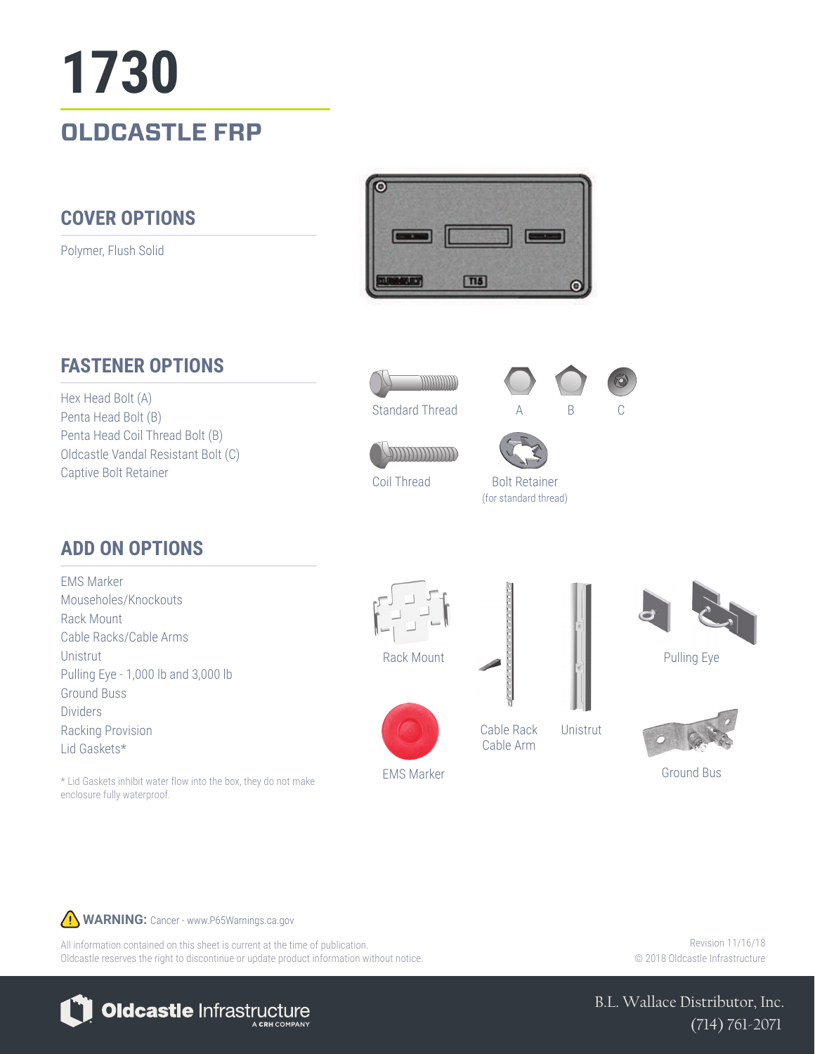# 1730

## OLDCASTLE FRP

### COVER OPTIONS

Polymer, Flush Solid

### FASTENER OPTIONS

Hex Head Bolt (A)
Penta Head Bolt (B)
Penta Head Coil Thread Bolt (B)
Oldcastle Vandal Resistant Bolt (C)
Captive Bolt Retainer

Standard Thread
A
B
C
Coil Thread
Bolt Retainer
(for standard thread)

### ADD ON OPTIONS

EMS Marker
Mouseholes/Knockouts
Rack Mount
Cable Racks/Cable Arms
Unistrut
Pulling Eye - 1,000 lb and 3,000 lb
Ground Buss
Dividers
Racking Provision
Lid Gaskets*

\* Lid Gaskets inhibit water flow into the box, they do not make enclosure fully waterproof.

Rack Mount
Cable Rack
Cable Arm
Unistrut
Pulling Eye
EMS Marker
Ground Bus

**WARNING:** Cancer - www.P65Warnings.ca.gov

All information contained on this sheet is current at the time of publication.
Oldcastle reserves the right to discontinue or update product information without notice.

Revision 11/16/18
© 2018 Oldcastle Infrastructure

Oldcastle Infrastructure
A CRH COMPANY

B.L. Wallace Distributor, Inc.
(714) 761-2071